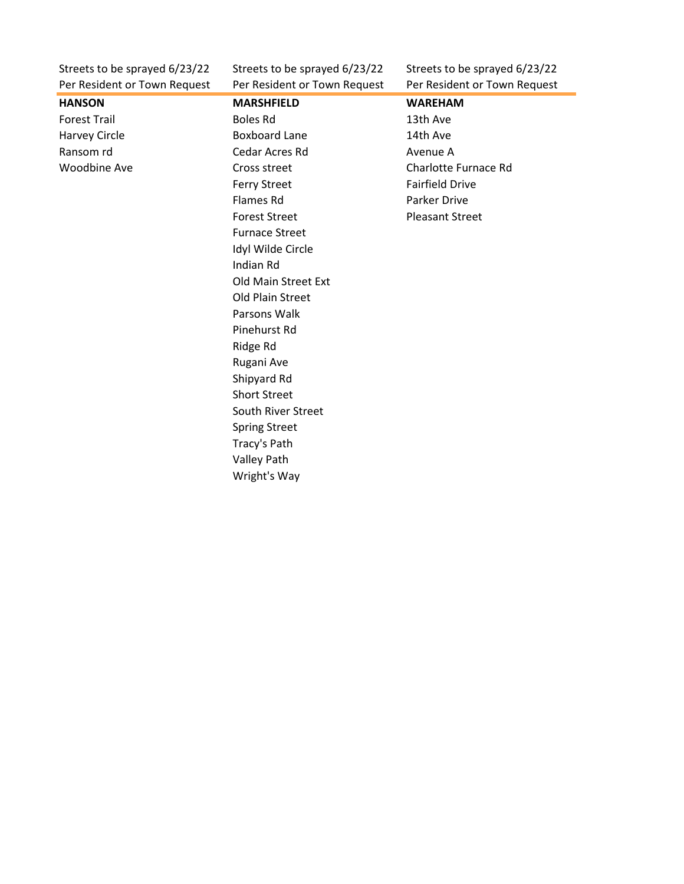| Streets to be sprayed 6/23/22<br>Per Resident or Town Request | Streets to be sprayed 6/23/22<br>Per Resident or Town Request | Streets to be sprayed 6/23/22<br>Per Resident or Town Request |
|---|---|---|
| **HANSON** | **MARSHFIELD** | **WAREHAM** |
| Forest Trail | Boles Rd | 13th Ave |
| Harvey Circle | Boxboard Lane | 14th Ave |
| Ransom rd | Cedar Acres Rd | Avenue A |
| Woodbine Ave | Cross street | Charlotte Furnace Rd |
| | Ferry Street | Fairfield Drive |
| | Flames Rd | Parker Drive |
| | Forest Street | Pleasant Street |
| | Furnace Street | |
| | Idyl Wilde Circle | |
| | Indian Rd | |
| | Old Main Street Ext | |
| | Old Plain Street | |
| | Parsons Walk | |
| | Pinehurst Rd | |
| | Ridge Rd | |
| | Rugani Ave | |
| | Shipyard Rd | |
| | Short Street | |
| | South River Street | |
| | Spring Street | |
| | Tracy's Path | |
| | Valley Path | |
| | Wright's Way | |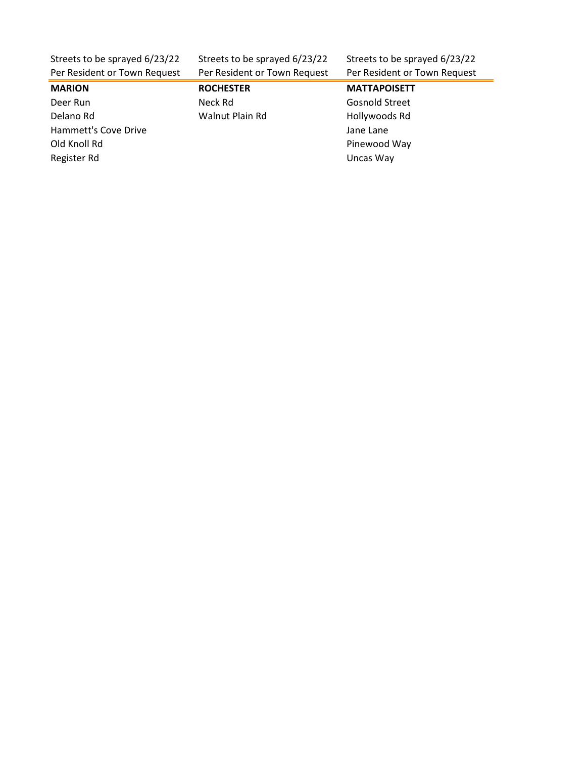| Streets to be sprayed 6/23/22 Per Resident or Town Request | Streets to be sprayed 6/23/22 Per Resident or Town Request | Streets to be sprayed 6/23/22 Per Resident or Town Request |
|---|---|---|
| **MARION** | **ROCHESTER** | **MATTAPOISETT** |
| Deer Run | Neck Rd | Gosnold Street |
| Delano Rd | Walnut Plain Rd | Hollywoods Rd |
| Hammett's Cove Drive | | Jane Lane |
| Old Knoll Rd | | Pinewood Way |
| Register Rd | | Uncas Way |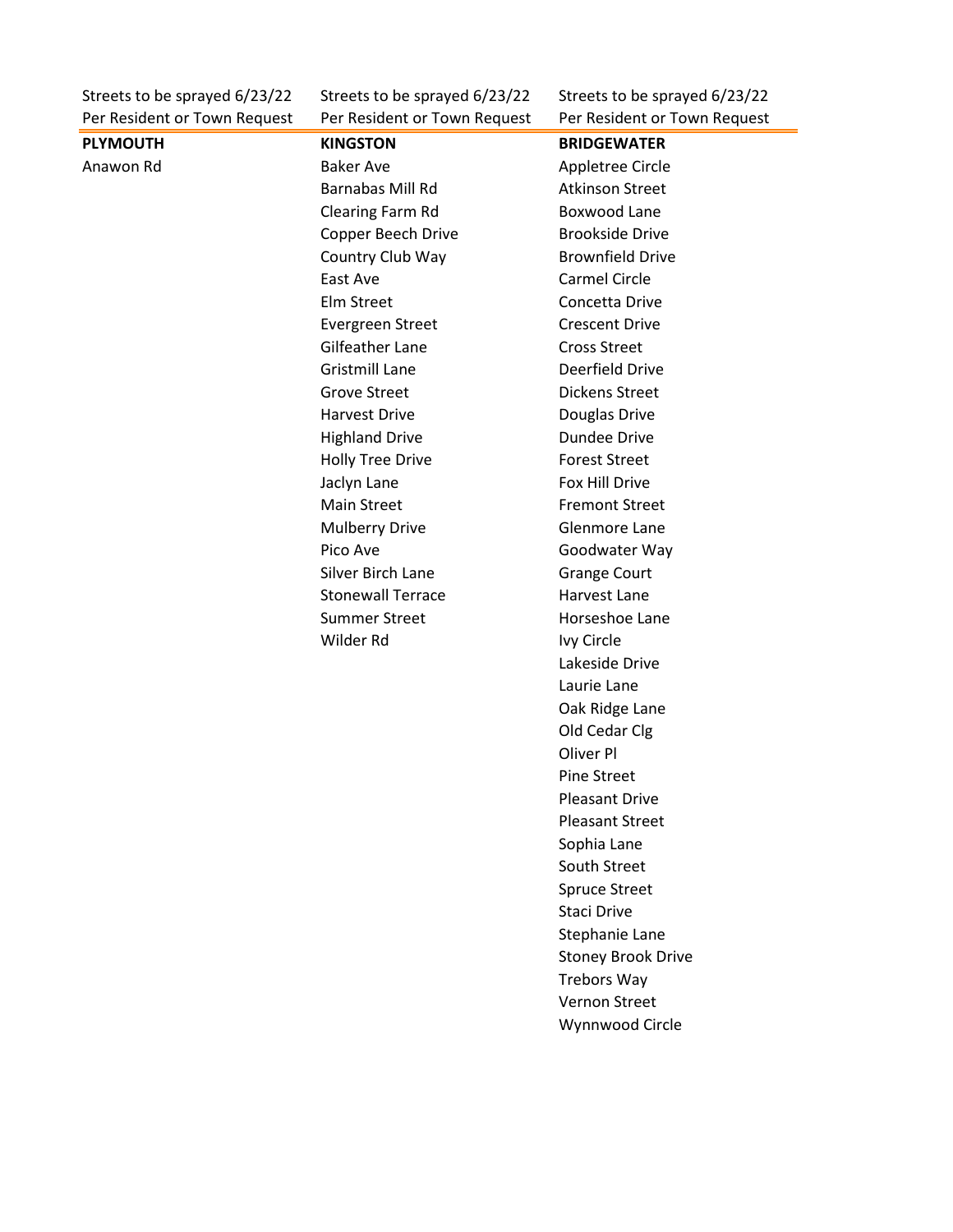| Streets to be sprayed 6/23/22 Per Resident or Town Request | Streets to be sprayed 6/23/22 Per Resident or Town Request | Streets to be sprayed 6/23/22 Per Resident or Town Request |
|---|---|---|
| **PLYMOUTH** | **KINGSTON** | **BRIDGEWATER** |
| Anawon Rd | Baker Ave | Appletree Circle |
| | Barnabas Mill Rd | Atkinson Street |
| | Clearing Farm Rd | Boxwood Lane |
| | Copper Beech Drive | Brookside Drive |
| | Country Club Way | Brownfield Drive |
| | East Ave | Carmel Circle |
| | Elm Street | Concetta Drive |
| | Evergreen Street | Crescent Drive |
| | Gilfeather Lane | Cross Street |
| | Gristmill Lane | Deerfield Drive |
| | Grove Street | Dickens Street |
| | Harvest Drive | Douglas Drive |
| | Highland Drive | Dundee Drive |
| | Holly Tree Drive | Forest Street |
| | Jaclyn Lane | Fox Hill Drive |
| | Main Street | Fremont Street |
| | Mulberry Drive | Glenmore Lane |
| | Pico Ave | Goodwater Way |
| | Silver Birch Lane | Grange Court |
| | Stonewall Terrace | Harvest Lane |
| | Summer Street | Horseshoe Lane |
| | Wilder Rd | Ivy Circle |
| | | Lakeside Drive |
| | | Laurie Lane |
| | | Oak Ridge Lane |
| | | Old Cedar Clg |
| | | Oliver Pl |
| | | Pine Street |
| | | Pleasant Drive |
| | | Pleasant Street |
| | | Sophia Lane |
| | | South Street |
| | | Spruce Street |
| | | Staci Drive |
| | | Stephanie Lane |
| | | Stoney Brook Drive |
| | | Trebors Way |
| | | Vernon Street |
| | | Wynnwood Circle |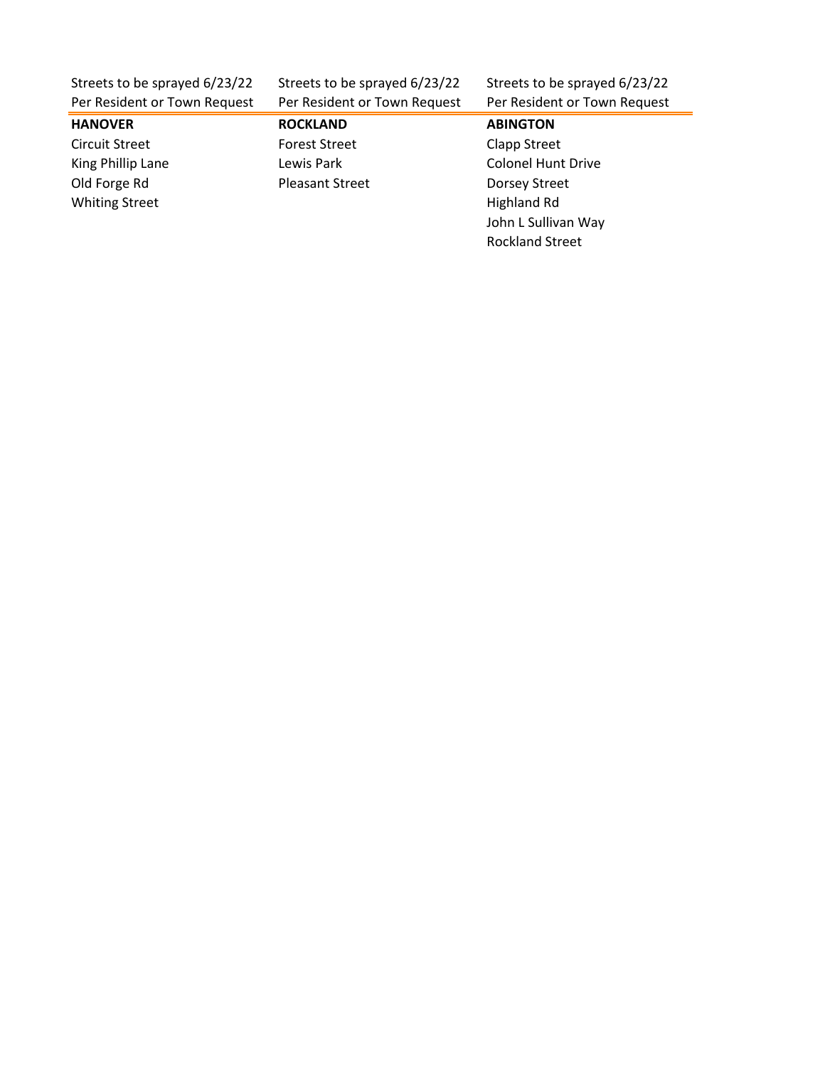| Streets to be sprayed 6/23/22<br>Per Resident or Town Request | Streets to be sprayed 6/23/22<br>Per Resident or Town Request | Streets to be sprayed 6/23/22<br>Per Resident or Town Request |
|---|---|---|
| **HANOVER** | **ROCKLAND** | **ABINGTON** |
| Circuit Street | Forest Street | Clapp Street |
| King Phillip Lane | Lewis Park | Colonel Hunt Drive |
| Old Forge Rd | Pleasant Street | Dorsey Street |
| Whiting Street | | Highland Rd |
| | | John L Sullivan Way |
| | | Rockland Street |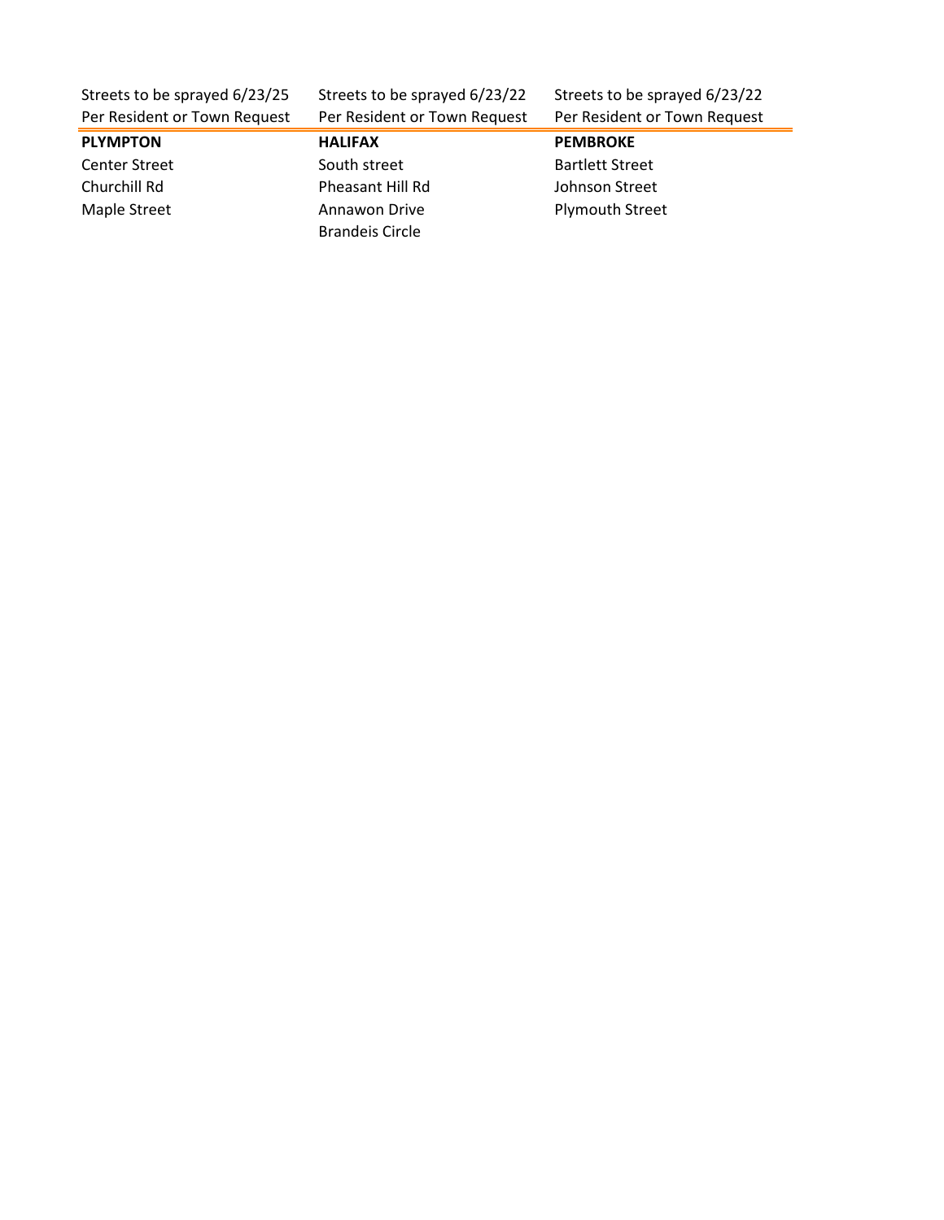| Streets to be sprayed 6/23/25<br>Per Resident or Town Request | Streets to be sprayed 6/23/22<br>Per Resident or Town Request | Streets to be sprayed 6/23/22<br>Per Resident or Town Request |
|---|---|---|
| **PLYMPTON** | **HALIFAX** | **PEMBROKE** |
| Center Street | South street | Bartlett Street |
| Churchill Rd | Pheasant Hill Rd | Johnson Street |
| Maple Street | Annawon Drive | Plymouth Street |
| | Brandeis Circle | |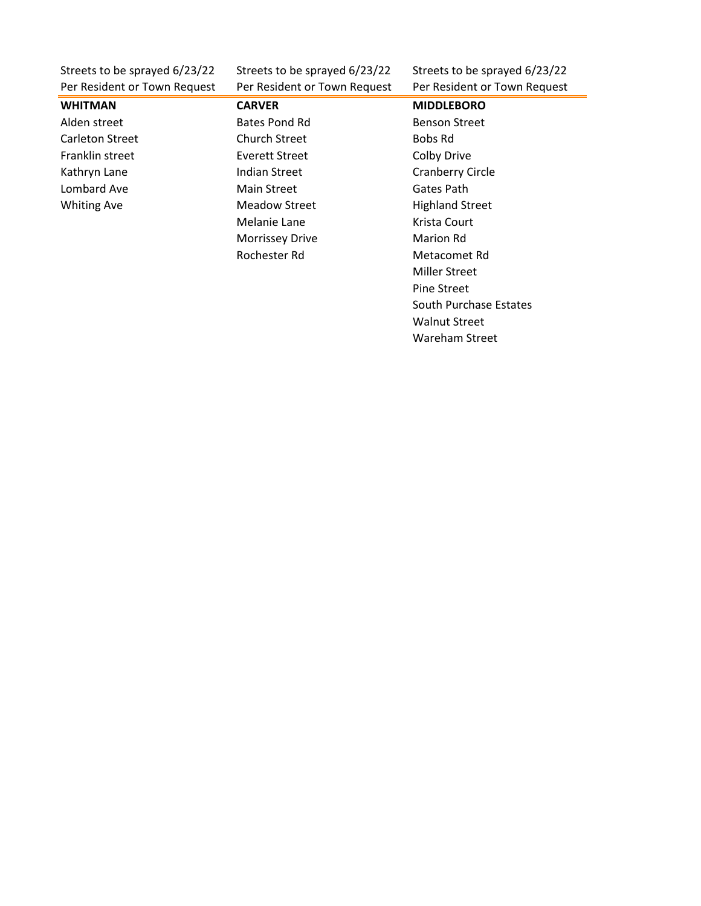| Streets to be sprayed 6/23/22 Per Resident or Town Request | Streets to be sprayed 6/23/22 Per Resident or Town Request | Streets to be sprayed 6/23/22 Per Resident or Town Request |
|---|---|---|
| **WHITMAN** | **CARVER** | **MIDDLEBORO** |
| Alden street | Bates Pond Rd | Benson Street |
| Carleton Street | Church Street | Bobs Rd |
| Franklin street | Everett Street | Colby Drive |
| Kathryn Lane | Indian Street | Cranberry Circle |
| Lombard Ave | Main Street | Gates Path |
| Whiting Ave | Meadow Street | Highland Street |
| | Melanie Lane | Krista Court |
| | Morrissey Drive | Marion Rd |
| | Rochester Rd | Metacomet Rd |
| | | Miller Street |
| | | Pine Street |
| | | South Purchase Estates |
| | | Walnut Street |
| | | Wareham Street |